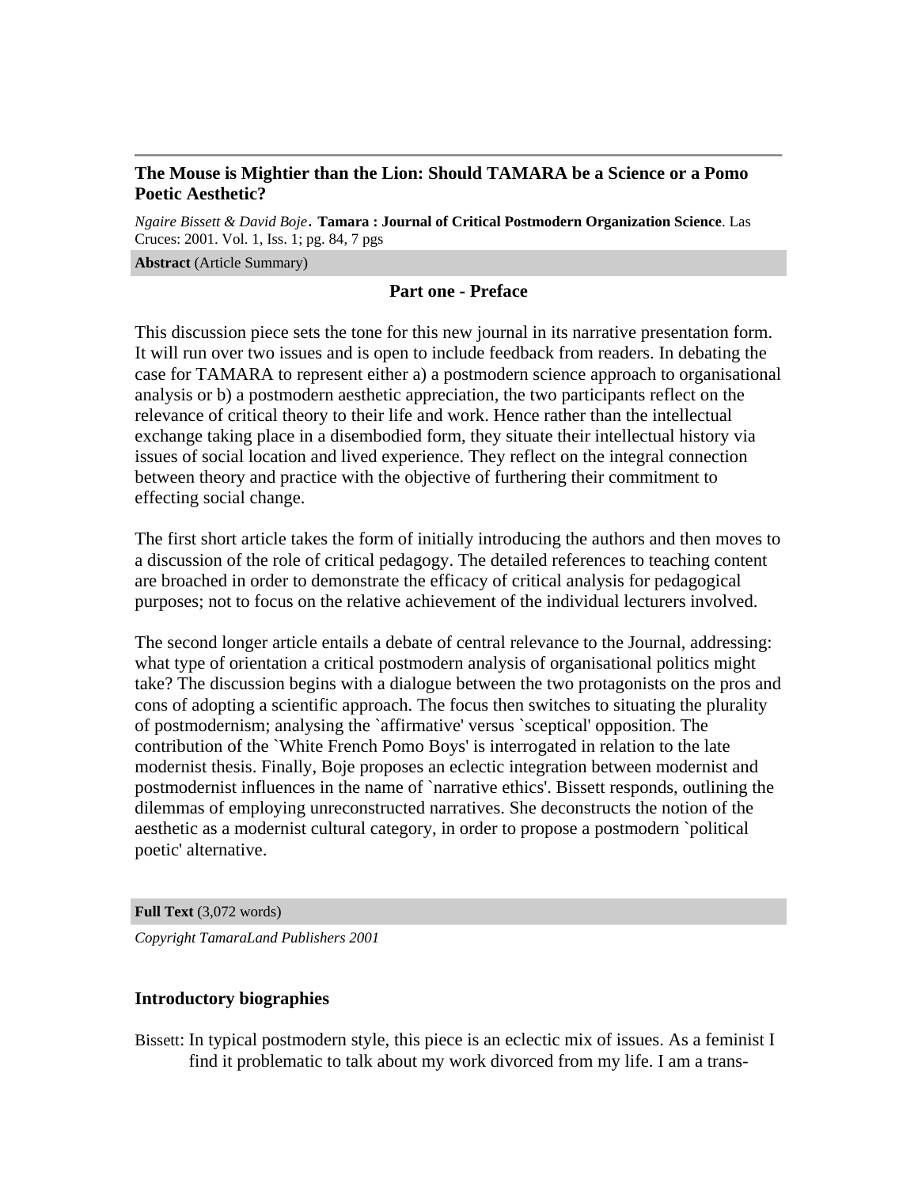## The Mouse is Mightier than the Lion: Should TAMARA be a Science or a Pomo Poetic Aesthetic?

*Ngaire Bissett & David Boje*. **Tamara : Journal of Critical Postmodern Organization Science**. Las Cruces: 2001. Vol. 1, Iss. 1; pg. 84, 7 pgs

**Abstract** (Article Summary)

### Part one - Preface

This discussion piece sets the tone for this new journal in its narrative presentation form. It will run over two issues and is open to include feedback from readers. In debating the case for TAMARA to represent either a) a postmodern science approach to organisational analysis or b) a postmodern aesthetic appreciation, the two participants reflect on the relevance of critical theory to their life and work. Hence rather than the intellectual exchange taking place in a disembodied form, they situate their intellectual history via issues of social location and lived experience. They reflect on the integral connection between theory and practice with the objective of furthering their commitment to effecting social change.

The first short article takes the form of initially introducing the authors and then moves to a discussion of the role of critical pedagogy. The detailed references to teaching content are broached in order to demonstrate the efficacy of critical analysis for pedagogical purposes; not to focus on the relative achievement of the individual lecturers involved.

The second longer article entails a debate of central relevance to the Journal, addressing: what type of orientation a critical postmodern analysis of organisational politics might take? The discussion begins with a dialogue between the two protagonists on the pros and cons of adopting a scientific approach. The focus then switches to situating the plurality of postmodernism; analysing the `affirmative' versus `sceptical' opposition. The contribution of the `White French Pomo Boys' is interrogated in relation to the late modernist thesis. Finally, Boje proposes an eclectic integration between modernist and postmodernist influences in the name of `narrative ethics'. Bissett responds, outlining the dilemmas of employing unreconstructed narratives. She deconstructs the notion of the aesthetic as a modernist cultural category, in order to propose a postmodern `political poetic' alternative.

**Full Text** (3,072 words)

*Copyright TamaraLand Publishers 2001*

### Introductory biographies

Bissett: In typical postmodern style, this piece is an eclectic mix of issues. As a feminist I find it problematic to talk about my work divorced from my life. I am a trans-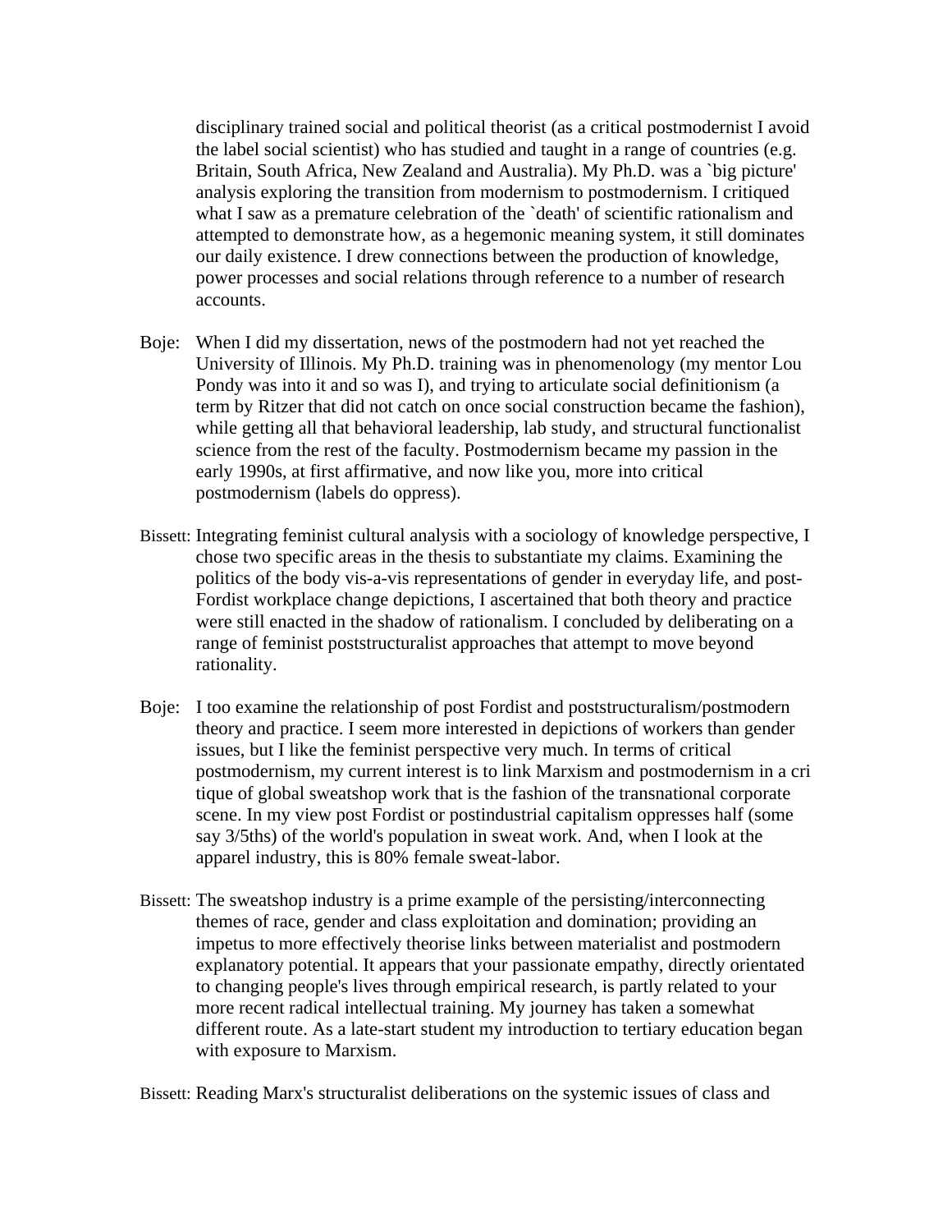disciplinary trained social and political theorist (as a critical postmodernist I avoid the label social scientist) who has studied and taught in a range of countries (e.g. Britain, South Africa, New Zealand and Australia). My Ph.D. was a `big picture' analysis exploring the transition from modernism to postmodernism. I critiqued what I saw as a premature celebration of the `death' of scientific rationalism and attempted to demonstrate how, as a hegemonic meaning system, it still dominates our daily existence. I drew connections between the production of knowledge, power processes and social relations through reference to a number of research accounts.

Boje: When I did my dissertation, news of the postmodern had not yet reached the University of Illinois. My Ph.D. training was in phenomenology (my mentor Lou Pondy was into it and so was I), and trying to articulate social definitionism (a term by Ritzer that did not catch on once social construction became the fashion), while getting all that behavioral leadership, lab study, and structural functionalist science from the rest of the faculty. Postmodernism became my passion in the early 1990s, at first affirmative, and now like you, more into critical postmodernism (labels do oppress).

Bissett: Integrating feminist cultural analysis with a sociology of knowledge perspective, I chose two specific areas in the thesis to substantiate my claims. Examining the politics of the body vis-a-vis representations of gender in everyday life, and post-Fordist workplace change depictions, I ascertained that both theory and practice were still enacted in the shadow of rationalism. I concluded by deliberating on a range of feminist poststructuralist approaches that attempt to move beyond rationality.

Boje: I too examine the relationship of post Fordist and poststructuralism/postmodern theory and practice. I seem more interested in depictions of workers than gender issues, but I like the feminist perspective very much. In terms of critical postmodernism, my current interest is to link Marxism and postmodernism in a critique of global sweatshop work that is the fashion of the transnational corporate scene. In my view post Fordist or postindustrial capitalism oppresses half (some say 3/5ths) of the world's population in sweat work. And, when I look at the apparel industry, this is 80% female sweat-labor.

Bissett: The sweatshop industry is a prime example of the persisting/interconnecting themes of race, gender and class exploitation and domination; providing an impetus to more effectively theorise links between materialist and postmodern explanatory potential. It appears that your passionate empathy, directly orientated to changing people's lives through empirical research, is partly related to your more recent radical intellectual training. My journey has taken a somewhat different route. As a late-start student my introduction to tertiary education began with exposure to Marxism.

Bissett: Reading Marx's structuralist deliberations on the systemic issues of class and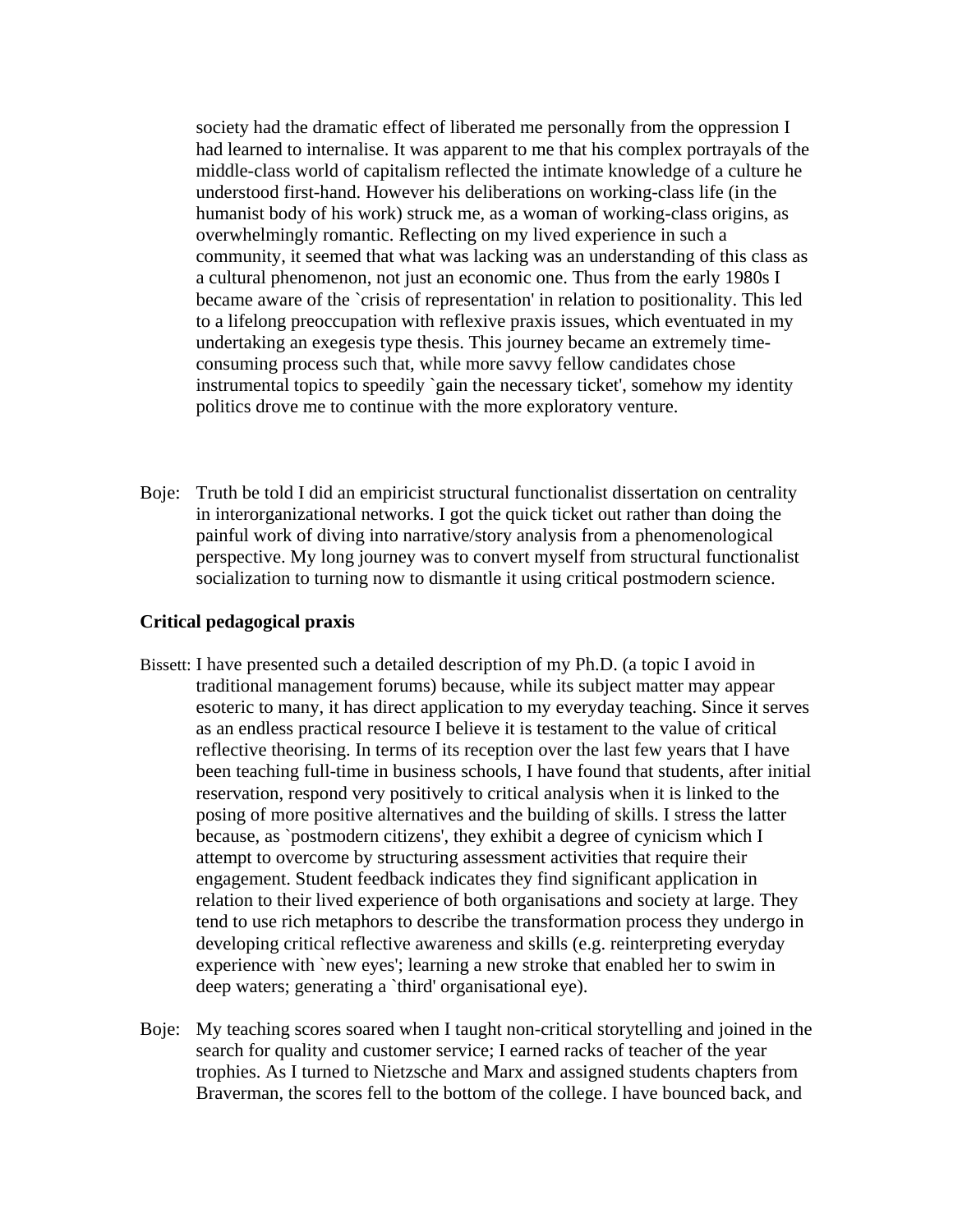society had the dramatic effect of liberated me personally from the oppression I had learned to internalise. It was apparent to me that his complex portrayals of the middle-class world of capitalism reflected the intimate knowledge of a culture he understood first-hand. However his deliberations on working-class life (in the humanist body of his work) struck me, as a woman of working-class origins, as overwhelmingly romantic. Reflecting on my lived experience in such a community, it seemed that what was lacking was an understanding of this class as a cultural phenomenon, not just an economic one. Thus from the early 1980s I became aware of the `crisis of representation' in relation to positionality. This led to a lifelong preoccupation with reflexive praxis issues, which eventuated in my undertaking an exegesis type thesis. This journey became an extremely time-consuming process such that, while more savvy fellow candidates chose instrumental topics to speedily `gain the necessary ticket', somehow my identity politics drove me to continue with the more exploratory venture.

Boje: Truth be told I did an empiricist structural functionalist dissertation on centrality in interorganizational networks. I got the quick ticket out rather than doing the painful work of diving into narrative/story analysis from a phenomenological perspective. My long journey was to convert myself from structural functionalist socialization to turning now to dismantle it using critical postmodern science.

**Critical pedagogical praxis**

Bissett: I have presented such a detailed description of my Ph.D. (a topic I avoid in traditional management forums) because, while its subject matter may appear esoteric to many, it has direct application to my everyday teaching. Since it serves as an endless practical resource I believe it is testament to the value of critical reflective theorising. In terms of its reception over the last few years that I have been teaching full-time in business schools, I have found that students, after initial reservation, respond very positively to critical analysis when it is linked to the posing of more positive alternatives and the building of skills. I stress the latter because, as `postmodern citizens', they exhibit a degree of cynicism which I attempt to overcome by structuring assessment activities that require their engagement. Student feedback indicates they find significant application in relation to their lived experience of both organisations and society at large. They tend to use rich metaphors to describe the transformation process they undergo in developing critical reflective awareness and skills (e.g. reinterpreting everyday experience with `new eyes'; learning a new stroke that enabled her to swim in deep waters; generating a `third' organisational eye).

Boje: My teaching scores soared when I taught non-critical storytelling and joined in the search for quality and customer service; I earned racks of teacher of the year trophies. As I turned to Nietzsche and Marx and assigned students chapters from Braverman, the scores fell to the bottom of the college. I have bounced back, and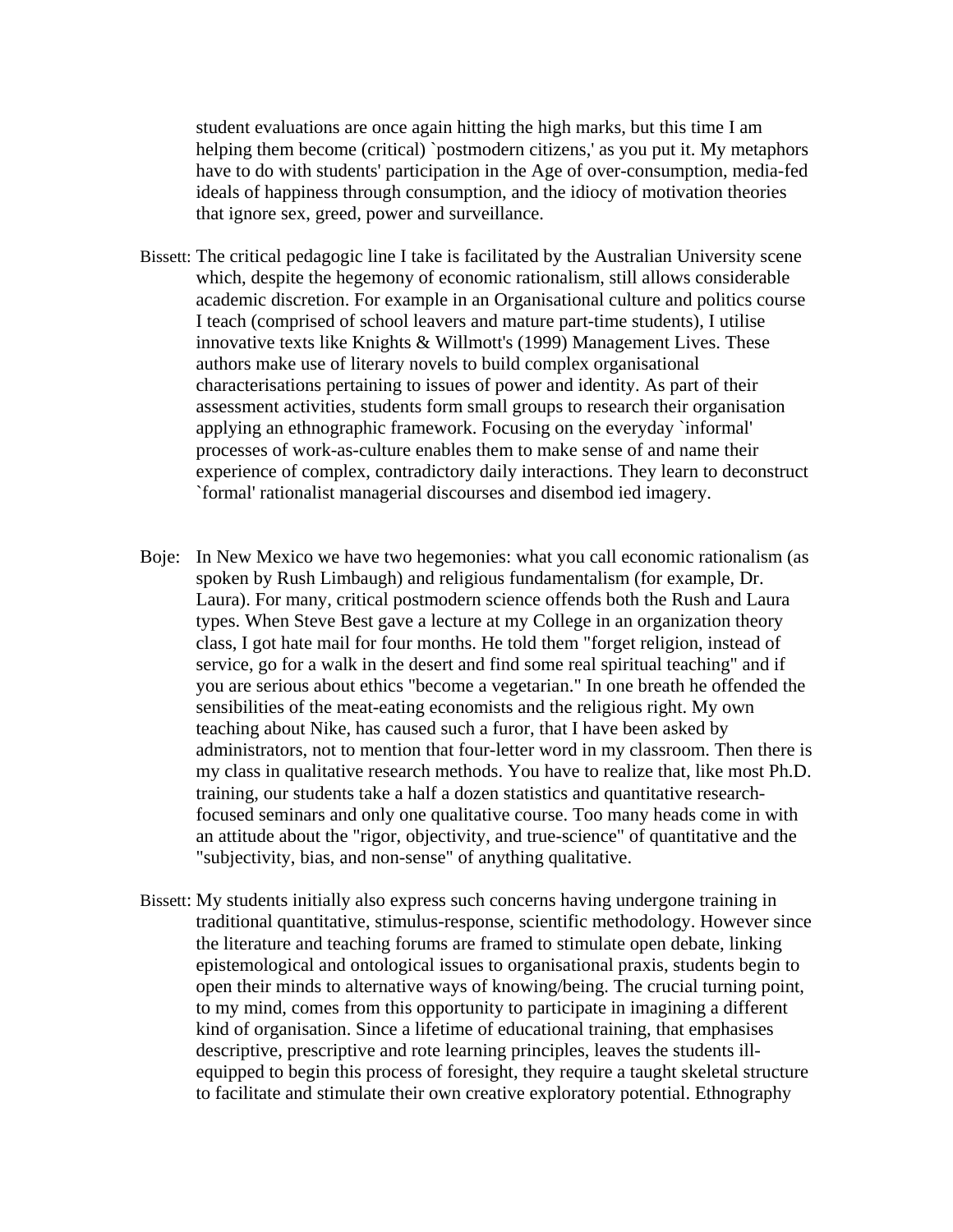student evaluations are once again hitting the high marks, but this time I am helping them become (critical) `postmodern citizens,' as you put it. My metaphors have to do with students' participation in the Age of over-consumption, media-fed ideals of happiness through consumption, and the idiocy of motivation theories that ignore sex, greed, power and surveillance.

Bissett: The critical pedagogic line I take is facilitated by the Australian University scene which, despite the hegemony of economic rationalism, still allows considerable academic discretion. For example in an Organisational culture and politics course I teach (comprised of school leavers and mature part-time students), I utilise innovative texts like Knights & Willmott's (1999) Management Lives. These authors make use of literary novels to build complex organisational characterisations pertaining to issues of power and identity. As part of their assessment activities, students form small groups to research their organisation applying an ethnographic framework. Focusing on the everyday `informal' processes of work-as-culture enables them to make sense of and name their experience of complex, contradictory daily interactions. They learn to deconstruct `formal' rationalist managerial discourses and disembod ied imagery.

Boje: In New Mexico we have two hegemonies: what you call economic rationalism (as spoken by Rush Limbaugh) and religious fundamentalism (for example, Dr. Laura). For many, critical postmodern science offends both the Rush and Laura types. When Steve Best gave a lecture at my College in an organization theory class, I got hate mail for four months. He told them "forget religion, instead of service, go for a walk in the desert and find some real spiritual teaching" and if you are serious about ethics "become a vegetarian." In one breath he offended the sensibilities of the meat-eating economists and the religious right. My own teaching about Nike, has caused such a furor, that I have been asked by administrators, not to mention that four-letter word in my classroom. Then there is my class in qualitative research methods. You have to realize that, like most Ph.D. training, our students take a half a dozen statistics and quantitative research-focused seminars and only one qualitative course. Too many heads come in with an attitude about the "rigor, objectivity, and true-science" of quantitative and the "subjectivity, bias, and non-sense" of anything qualitative.

Bissett: My students initially also express such concerns having undergone training in traditional quantitative, stimulus-response, scientific methodology. However since the literature and teaching forums are framed to stimulate open debate, linking epistemological and ontological issues to organisational praxis, students begin to open their minds to alternative ways of knowing/being. The crucial turning point, to my mind, comes from this opportunity to participate in imagining a different kind of organisation. Since a lifetime of educational training, that emphasises descriptive, prescriptive and rote learning principles, leaves the students ill-equipped to begin this process of foresight, they require a taught skeletal structure to facilitate and stimulate their own creative exploratory potential. Ethnography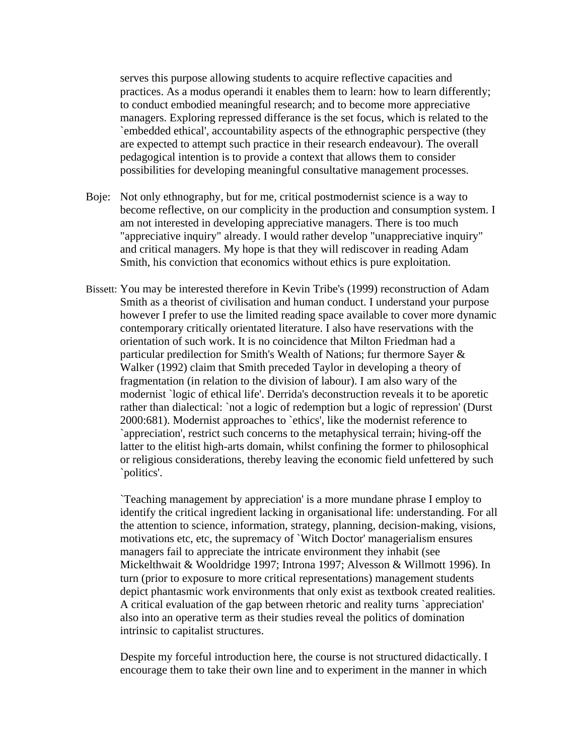serves this purpose allowing students to acquire reflective capacities and practices. As a modus operandi it enables them to learn: how to learn differently; to conduct embodied meaningful research; and to become more appreciative managers. Exploring repressed differance is the set focus, which is related to the `embedded ethical', accountability aspects of the ethnographic perspective (they are expected to attempt such practice in their research endeavour). The overall pedagogical intention is to provide a context that allows them to consider possibilities for developing meaningful consultative management processes.

Boje: Not only ethnography, but for me, critical postmodernist science is a way to become reflective, on our complicity in the production and consumption system. I am not interested in developing appreciative managers. There is too much "appreciative inquiry" already. I would rather develop "unappreciative inquiry" and critical managers. My hope is that they will rediscover in reading Adam Smith, his conviction that economics without ethics is pure exploitation.

Bissett: You may be interested therefore in Kevin Tribe's (1999) reconstruction of Adam Smith as a theorist of civilisation and human conduct. I understand your purpose however I prefer to use the limited reading space available to cover more dynamic contemporary critically orientated literature. I also have reservations with the orientation of such work. It is no coincidence that Milton Friedman had a particular predilection for Smith's Wealth of Nations; fur thermore Sayer & Walker (1992) claim that Smith preceded Taylor in developing a theory of fragmentation (in relation to the division of labour). I am also wary of the modernist `logic of ethical life'. Derrida's deconstruction reveals it to be aporetic rather than dialectical: `not a logic of redemption but a logic of repression' (Durst 2000:681). Modernist approaches to `ethics', like the modernist reference to `appreciation', restrict such concerns to the metaphysical terrain; hiving-off the latter to the elitist high-arts domain, whilst confining the former to philosophical or religious considerations, thereby leaving the economic field unfettered by such `politics'.

`Teaching management by appreciation' is a more mundane phrase I employ to identify the critical ingredient lacking in organisational life: understanding. For all the attention to science, information, strategy, planning, decision-making, visions, motivations etc, etc, the supremacy of `Witch Doctor' managerialism ensures managers fail to appreciate the intricate environment they inhabit (see Mickelthwait & Wooldridge 1997; Introna 1997; Alvesson & Willmott 1996). In turn (prior to exposure to more critical representations) management students depict phantasmic work environments that only exist as textbook created realities. A critical evaluation of the gap between rhetoric and reality turns `appreciation' also into an operative term as their studies reveal the politics of domination intrinsic to capitalist structures.

Despite my forceful introduction here, the course is not structured didactically. I encourage them to take their own line and to experiment in the manner in which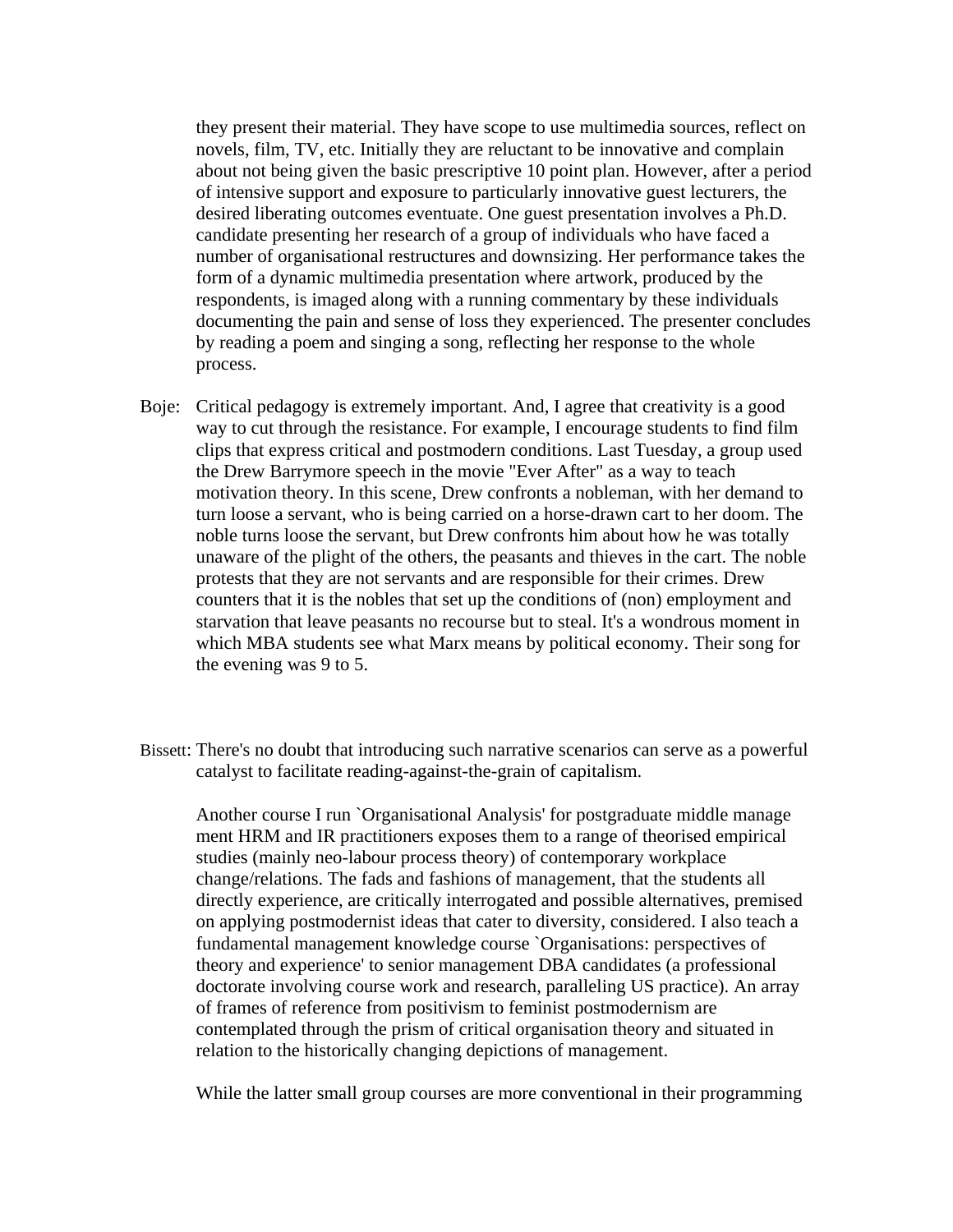they present their material. They have scope to use multimedia sources, reflect on novels, film, TV, etc. Initially they are reluctant to be innovative and complain about not being given the basic prescriptive 10 point plan. However, after a period of intensive support and exposure to particularly innovative guest lecturers, the desired liberating outcomes eventuate. One guest presentation involves a Ph.D. candidate presenting her research of a group of individuals who have faced a number of organisational restructures and downsizing. Her performance takes the form of a dynamic multimedia presentation where artwork, produced by the respondents, is imaged along with a running commentary by these individuals documenting the pain and sense of loss they experienced. The presenter concludes by reading a poem and singing a song, reflecting her response to the whole process.

Boje: Critical pedagogy is extremely important. And, I agree that creativity is a good way to cut through the resistance. For example, I encourage students to find film clips that express critical and postmodern conditions. Last Tuesday, a group used the Drew Barrymore speech in the movie "Ever After" as a way to teach motivation theory. In this scene, Drew confronts a nobleman, with her demand to turn loose a servant, who is being carried on a horse-drawn cart to her doom. The noble turns loose the servant, but Drew confronts him about how he was totally unaware of the plight of the others, the peasants and thieves in the cart. The noble protests that they are not servants and are responsible for their crimes. Drew counters that it is the nobles that set up the conditions of (non) employment and starvation that leave peasants no recourse but to steal. It's a wondrous moment in which MBA students see what Marx means by political economy. Their song for the evening was 9 to 5.

Bissett: There's no doubt that introducing such narrative scenarios can serve as a powerful catalyst to facilitate reading-against-the-grain of capitalism.

Another course I run `Organisational Analysis' for postgraduate middle manage ment HRM and IR practitioners exposes them to a range of theorised empirical studies (mainly neo-labour process theory) of contemporary workplace change/relations. The fads and fashions of management, that the students all directly experience, are critically interrogated and possible alternatives, premised on applying postmodernist ideas that cater to diversity, considered. I also teach a fundamental management knowledge course `Organisations: perspectives of theory and experience' to senior management DBA candidates (a professional doctorate involving course work and research, paralleling US practice). An array of frames of reference from positivism to feminist postmodernism are contemplated through the prism of critical organisation theory and situated in relation to the historically changing depictions of management.

While the latter small group courses are more conventional in their programming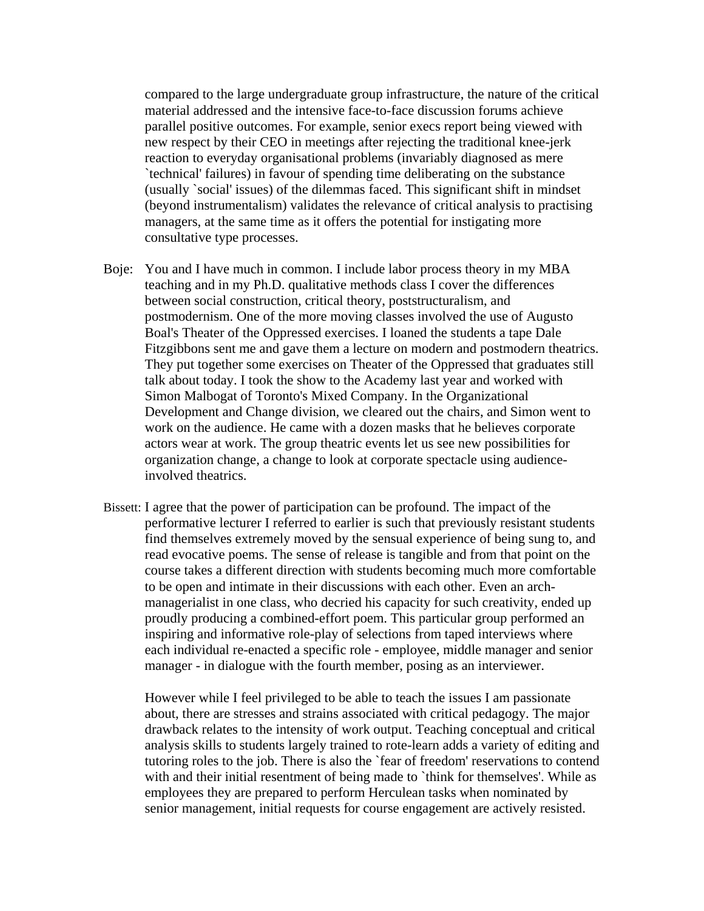compared to the large undergraduate group infrastructure, the nature of the critical material addressed and the intensive face-to-face discussion forums achieve parallel positive outcomes. For example, senior execs report being viewed with new respect by their CEO in meetings after rejecting the traditional knee-jerk reaction to everyday organisational problems (invariably diagnosed as mere `technical' failures) in favour of spending time deliberating on the substance (usually `social' issues) of the dilemmas faced. This significant shift in mindset (beyond instrumentalism) validates the relevance of critical analysis to practising managers, at the same time as it offers the potential for instigating more consultative type processes.

Boje: You and I have much in common. I include labor process theory in my MBA teaching and in my Ph.D. qualitative methods class I cover the differences between social construction, critical theory, poststructuralism, and postmodernism. One of the more moving classes involved the use of Augusto Boal's Theater of the Oppressed exercises. I loaned the students a tape Dale Fitzgibbons sent me and gave them a lecture on modern and postmodern theatrics. They put together some exercises on Theater of the Oppressed that graduates still talk about today. I took the show to the Academy last year and worked with Simon Malbogat of Toronto's Mixed Company. In the Organizational Development and Change division, we cleared out the chairs, and Simon went to work on the audience. He came with a dozen masks that he believes corporate actors wear at work. The group theatric events let us see new possibilities for organization change, a change to look at corporate spectacle using audience-involved theatrics.

Bissett: I agree that the power of participation can be profound. The impact of the performative lecturer I referred to earlier is such that previously resistant students find themselves extremely moved by the sensual experience of being sung to, and read evocative poems. The sense of release is tangible and from that point on the course takes a different direction with students becoming much more comfortable to be open and intimate in their discussions with each other. Even an arch-managerialist in one class, who decried his capacity for such creativity, ended up proudly producing a combined-effort poem. This particular group performed an inspiring and informative role-play of selections from taped interviews where each individual re-enacted a specific role - employee, middle manager and senior manager - in dialogue with the fourth member, posing as an interviewer.

However while I feel privileged to be able to teach the issues I am passionate about, there are stresses and strains associated with critical pedagogy. The major drawback relates to the intensity of work output. Teaching conceptual and critical analysis skills to students largely trained to rote-learn adds a variety of editing and tutoring roles to the job. There is also the `fear of freedom' reservations to contend with and their initial resentment of being made to `think for themselves'. While as employees they are prepared to perform Herculean tasks when nominated by senior management, initial requests for course engagement are actively resisted.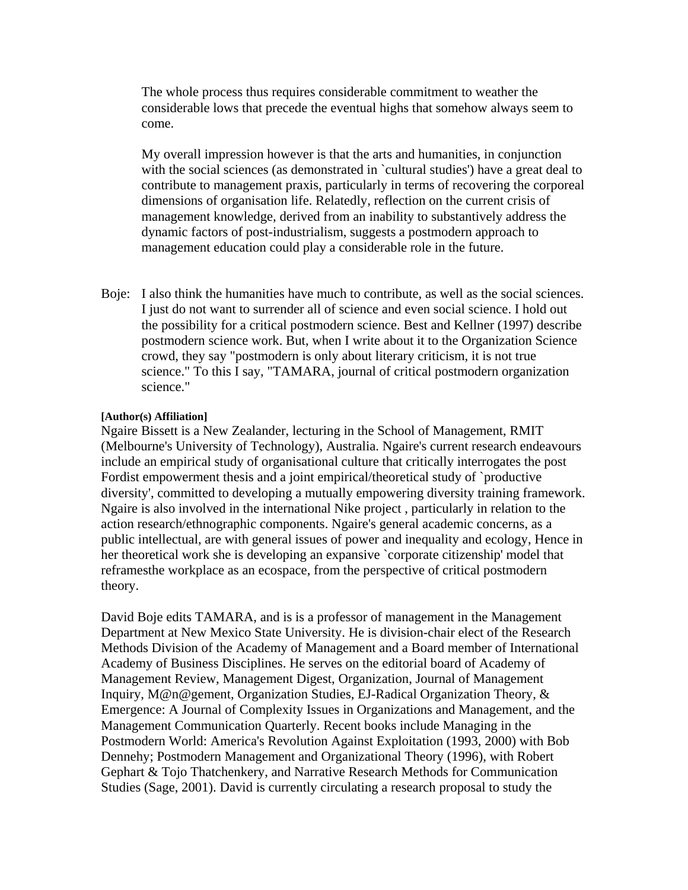The whole process thus requires considerable commitment to weather the considerable lows that precede the eventual highs that somehow always seem to come.

My overall impression however is that the arts and humanities, in conjunction with the social sciences (as demonstrated in `cultural studies') have a great deal to contribute to management praxis, particularly in terms of recovering the corporeal dimensions of organisation life. Relatedly, reflection on the current crisis of management knowledge, derived from an inability to substantively address the dynamic factors of post-industrialism, suggests a postmodern approach to management education could play a considerable role in the future.

Boje: I also think the humanities have much to contribute, as well as the social sciences. I just do not want to surrender all of science and even social science. I hold out the possibility for a critical postmodern science. Best and Kellner (1997) describe postmodern science work. But, when I write about it to the Organization Science crowd, they say "postmodern is only about literary criticism, it is not true science." To this I say, "TAMARA, journal of critical postmodern organization science."

**[Author(s) Affiliation]**

Ngaire Bissett is a New Zealander, lecturing in the School of Management, RMIT (Melbourne's University of Technology), Australia. Ngaire's current research endeavours include an empirical study of organisational culture that critically interrogates the post Fordist empowerment thesis and a joint empirical/theoretical study of `productive diversity', committed to developing a mutually empowering diversity training framework. Ngaire is also involved in the international Nike project , particularly in relation to the action research/ethnographic components. Ngaire's general academic concerns, as a public intellectual, are with general issues of power and inequality and ecology, Hence in her theoretical work she is developing an expansive `corporate citizenship' model that reframesthe workplace as an ecospace, from the perspective of critical postmodern theory.

David Boje edits TAMARA, and is is a professor of management in the Management Department at New Mexico State University. He is division-chair elect of the Research Methods Division of the Academy of Management and a Board member of International Academy of Business Disciplines. He serves on the editorial board of Academy of Management Review, Management Digest, Organization, Journal of Management Inquiry, M@n@gement, Organization Studies, EJ-Radical Organization Theory, & Emergence: A Journal of Complexity Issues in Organizations and Management, and the Management Communication Quarterly. Recent books include Managing in the Postmodern World: America's Revolution Against Exploitation (1993, 2000) with Bob Dennehy; Postmodern Management and Organizational Theory (1996), with Robert Gephart & Tojo Thatchenkery, and Narrative Research Methods for Communication Studies (Sage, 2001). David is currently circulating a research proposal to study the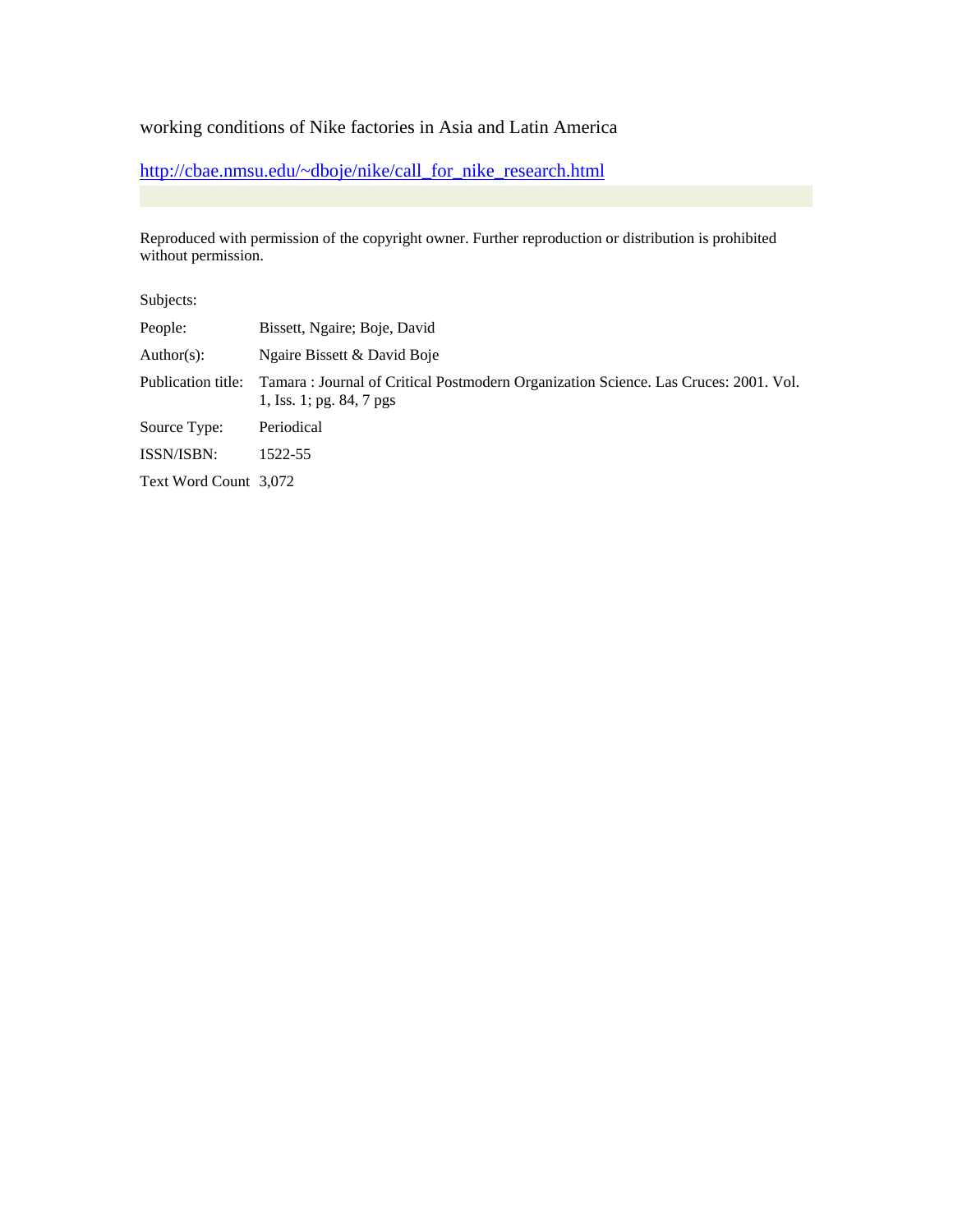working conditions of Nike factories in Asia and Latin America

http://cbae.nmsu.edu/~dboje/nike/call_for_nike_research.html

Reproduced with permission of the copyright owner. Further reproduction or distribution is prohibited without permission.

| | |
|---|---|
| Subjects: | |
| People: | Bissett, Ngaire; Boje, David |
| Author(s): | Ngaire Bissett & David Boje |
| Publication title: | Tamara : Journal of Critical Postmodern Organization Science. Las Cruces: 2001. Vol. 1, Iss. 1; pg. 84, 7 pgs |
| Source Type: | Periodical |
| ISSN/ISBN: | 1522-55 |
| Text Word Count | 3,072 |